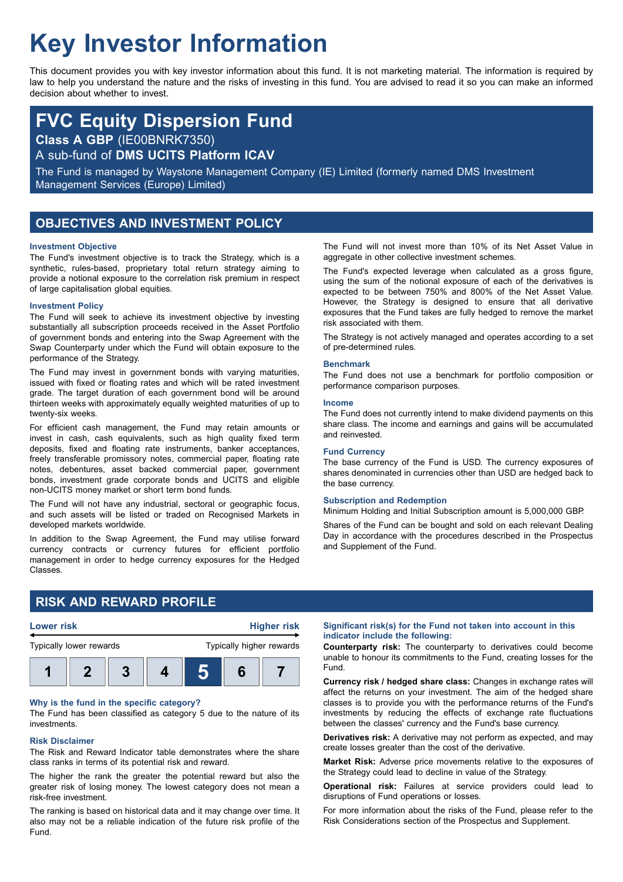# Key Investor Information

This document provides you with key investor information about this fund. It is not marketing material. The information is required by law to help you understand the nature and the risks of investing in this fund. You are advised to read it so you can make an informed decision about whether to invest.

## FVC Equity Dispersion Fund

**Class A GBP** (IE00BNRK7350)

A sub-fund of **DMS UCITS Platform ICAV**

The Fund is managed by Waystone Management Company (IE) Limited (formerly named DMS Investment Management Services (Europe) Limited)

## OBJECTIVES AND INVESTMENT POLICY

### Investment Objective

The Fund's investment objective is to track the Strategy, which is a synthetic, rules-based, proprietary total return strategy aiming to provide a notional exposure to the correlation risk premium in respect of large capitalisation global equities.

### Investment Policy

The Fund will seek to achieve its investment objective by investing substantially all subscription proceeds received in the Asset Portfolio of government bonds and entering into the Swap Agreement with the Swap Counterparty under which the Fund will obtain exposure to the performance of the Strategy.

The Fund may invest in government bonds with varying maturities, issued with fixed or floating rates and which will be rated investment grade. The target duration of each government bond will be around thirteen weeks with approximately equally weighted maturities of up to twenty-six weeks.

For efficient cash management, the Fund may retain amounts or invest in cash, cash equivalents, such as high quality fixed term deposits, fixed and floating rate instruments, banker acceptances, freely transferable promissory notes, commercial paper, floating rate notes, debentures, asset backed commercial paper, government bonds, investment grade corporate bonds and UCITS and eligible non-UCITS money market or short term bond funds.

The Fund will not have any industrial, sectoral or geographic focus, and such assets will be listed or traded on Recognised Markets in developed markets worldwide.

In addition to the Swap Agreement, the Fund may utilise forward currency contracts or currency futures for efficient portfolio management in order to hedge currency exposures for the Hedged Classes.

The Fund will not invest more than 10% of its Net Asset Value in aggregate in other collective investment schemes.

The Fund's expected leverage when calculated as a gross figure, using the sum of the notional exposure of each of the derivatives is expected to be between 750% and 800% of the Net Asset Value. However, the Strategy is designed to ensure that all derivative exposures that the Fund takes are fully hedged to remove the market risk associated with them.

The Strategy is not actively managed and operates according to a set of pre-determined rules.

### Benchmark

The Fund does not use a benchmark for portfolio composition or performance comparison purposes.

### Income

The Fund does not currently intend to make dividend payments on this share class. The income and earnings and gains will be accumulated and reinvested.

### Fund Currency

The base currency of the Fund is USD. The currency exposures of shares denominated in currencies other than USD are hedged back to the base currency.

### Subscription and Redemption

Minimum Holding and Initial Subscription amount is 5,000,000 GBP.

Shares of the Fund can be bought and sold on each relevant Dealing Day in accordance with the procedures described in the Prospectus and Supplement of the Fund.

## RISK AND REWARD PROFILE

| **Lower risk** | | | | | | **Higher risk** |
|---|---|---|---|---|---|---|
| Typically lower rewards | | | | | | Typically higher rewards |
| 1 | 2 | 3 | 4 | **5** | 6 | 7 |

### Why is the fund in the specific category?

The Fund has been classified as category 5 due to the nature of its investments.

### Risk Disclaimer

The Risk and Reward Indicator table demonstrates where the share class ranks in terms of its potential risk and reward.

The higher the rank the greater the potential reward but also the greater risk of losing money. The lowest category does not mean a risk-free investment.

The ranking is based on historical data and it may change over time. It also may not be a reliable indication of the future risk profile of the Fund.

### Significant risk(s) for the Fund not taken into account in this indicator include the following:

**Counterparty risk:** The counterparty to derivatives could become unable to honour its commitments to the Fund, creating losses for the Fund.

**Currency risk / hedged share class:** Changes in exchange rates will affect the returns on your investment. The aim of the hedged share classes is to provide you with the performance returns of the Fund's investments by reducing the effects of exchange rate fluctuations between the classes' currency and the Fund's base currency.

**Derivatives risk:** A derivative may not perform as expected, and may create losses greater than the cost of the derivative.

**Market Risk:** Adverse price movements relative to the exposures of the Strategy could lead to decline in value of the Strategy.

**Operational risk:** Failures at service providers could lead to disruptions of Fund operations or losses.

For more information about the risks of the Fund, please refer to the Risk Considerations section of the Prospectus and Supplement.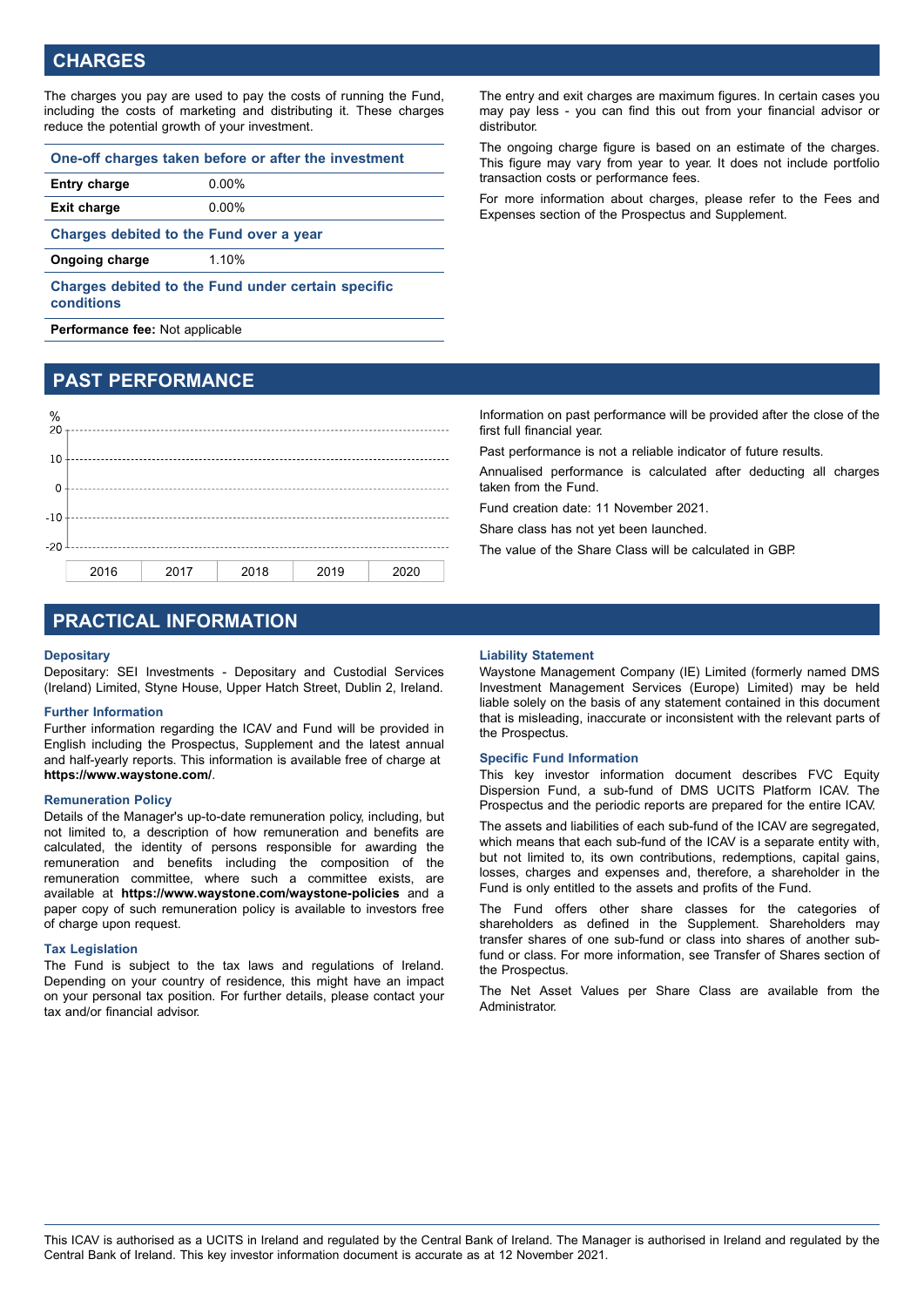## CHARGES

The charges you pay are used to pay the costs of running the Fund, including the costs of marketing and distributing it. These charges reduce the potential growth of your investment.

| One-off charges taken before or after the investment | |
|---|---|
| **Entry charge** | 0.00% |
| **Exit charge** | 0.00% |
| **Charges debited to the Fund over a year** | |
| **Ongoing charge** | 1.10% |
| **Charges debited to the Fund under certain specific conditions** | |
| **Performance fee:** Not applicable | |

The entry and exit charges are maximum figures. In certain cases you may pay less - you can find this out from your financial advisor or distributor.

The ongoing charge figure is based on an estimate of the charges. This figure may vary from year to year. It does not include portfolio transaction costs or performance fees.

For more information about charges, please refer to the Fees and Expenses section of the Prospectus and Supplement.

## PAST PERFORMANCE

%
20
10
0
-10
-20
2016
2017
2018
2019
2020

Information on past performance will be provided after the close of the first full financial year.

Past performance is not a reliable indicator of future results.

Annualised performance is calculated after deducting all charges taken from the Fund.

Fund creation date: 11 November 2021.

Share class has not yet been launched.

The value of the Share Class will be calculated in GBP.

## PRACTICAL INFORMATION

### Depositary

Depositary: SEI Investments - Depositary and Custodial Services (Ireland) Limited, Styne House, Upper Hatch Street, Dublin 2, Ireland.

### Further Information

Further information regarding the ICAV and Fund will be provided in English including the Prospectus, Supplement and the latest annual and half-yearly reports. This information is available free of charge at **https://www.waystone.com/**.

### Remuneration Policy

Details of the Manager's up-to-date remuneration policy, including, but not limited to, a description of how remuneration and benefits are calculated, the identity of persons responsible for awarding the remuneration and benefits including the composition of the remuneration committee, where such a committee exists, are available at **https://www.waystone.com/waystone-policies** and a paper copy of such remuneration policy is available to investors free of charge upon request.

### Tax Legislation

The Fund is subject to the tax laws and regulations of Ireland. Depending on your country of residence, this might have an impact on your personal tax position. For further details, please contact your tax and/or financial advisor.

### Liability Statement

Waystone Management Company (IE) Limited (formerly named DMS Investment Management Services (Europe) Limited) may be held liable solely on the basis of any statement contained in this document that is misleading, inaccurate or inconsistent with the relevant parts of the Prospectus.

### Specific Fund Information

This key investor information document describes FVC Equity Dispersion Fund, a sub-fund of DMS UCITS Platform ICAV. The Prospectus and the periodic reports are prepared for the entire ICAV.

The assets and liabilities of each sub-fund of the ICAV are segregated, which means that each sub-fund of the ICAV is a separate entity with, but not limited to, its own contributions, redemptions, capital gains, losses, charges and expenses and, therefore, a shareholder in the Fund is only entitled to the assets and profits of the Fund.

The Fund offers other share classes for the categories of shareholders as defined in the Supplement. Shareholders may transfer shares of one sub-fund or class into shares of another sub-fund or class. For more information, see Transfer of Shares section of the Prospectus.

The Net Asset Values per Share Class are available from the Administrator.

This ICAV is authorised as a UCITS in Ireland and regulated by the Central Bank of Ireland. The Manager is authorised in Ireland and regulated by the Central Bank of Ireland. This key investor information document is accurate as at 12 November 2021.